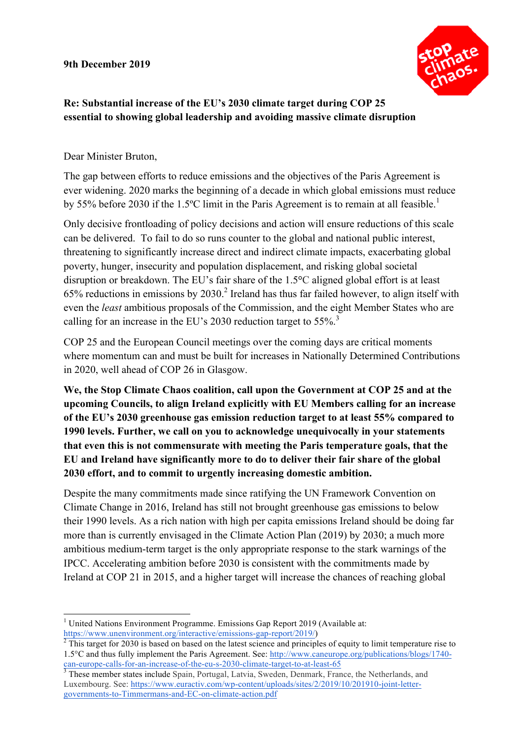9th December 2019

**Re: Substantial increase of the EU's 2030 climate target during COP 25 essential to showing global leadership and avoiding massive climate disruption**

Dear Minister Bruton,

The gap between efforts to reduce emissions and the objectives of the Paris Agreement is ever widening. 2020 marks the beginning of a decade in which global emissions must reduce by 55% before 2030 if the 1.5ºC limit in the Paris Agreement is to remain at all feasible.[1]

Only decisive frontloading of policy decisions and action will ensure reductions of this scale can be delivered. To fail to do so runs counter to the global and national public interest, threatening to significantly increase direct and indirect climate impacts, exacerbating global poverty, hunger, insecurity and population displacement, and risking global societal disruption or breakdown. The EU's fair share of the 1.5°C aligned global effort is at least 65% reductions in emissions by 2030.[2] Ireland has thus far failed however, to align itself with even the *least* ambitious proposals of the Commission, and the eight Member States who are calling for an increase in the EU's 2030 reduction target to 55%.[3]

COP 25 and the European Council meetings over the coming days are critical moments where momentum can and must be built for increases in Nationally Determined Contributions in 2020, well ahead of COP 26 in Glasgow.

**We, the Stop Climate Chaos coalition, call upon the Government at COP 25 and at the upcoming Councils, to align Ireland explicitly with EU Members calling for an increase of the EU's 2030 greenhouse gas emission reduction target to at least 55% compared to 1990 levels. Further, we call on you to acknowledge unequivocally in your statements that even this is not commensurate with meeting the Paris temperature goals, that the EU and Ireland have significantly more to do to deliver their fair share of the global 2030 effort, and to commit to urgently increasing domestic ambition.**

Despite the many commitments made since ratifying the UN Framework Convention on Climate Change in 2016, Ireland has still not brought greenhouse gas emissions to below their 1990 levels. As a rich nation with high per capita emissions Ireland should be doing far more than is currently envisaged in the Climate Action Plan (2019) by 2030; a much more ambitious medium-term target is the only appropriate response to the stark warnings of the IPCC. Accelerating ambition before 2030 is consistent with the commitments made by Ireland at COP 21 in 2015, and a higher target will increase the chances of reaching global

---

[1] United Nations Environment Programme. Emissions Gap Report 2019 (Available at: https://www.unenvironment.org/interactive/emissions-gap-report/2019/)

[2] This target for 2030 is based on based on the latest science and principles of equity to limit temperature rise to 1.5°C and thus fully implement the Paris Agreement. See: http://www.caneurope.org/publications/blogs/1740-can-europe-calls-for-an-increase-of-the-eu-s-2030-climate-target-to-at-least-65

[3] These member states include Spain, Portugal, Latvia, Sweden, Denmark, France, the Netherlands, and Luxembourg. See: https://www.euractiv.com/wp-content/uploads/sites/2/2019/10/201910-joint-letter-governments-to-Timmermans-and-EC-on-climate-action.pdf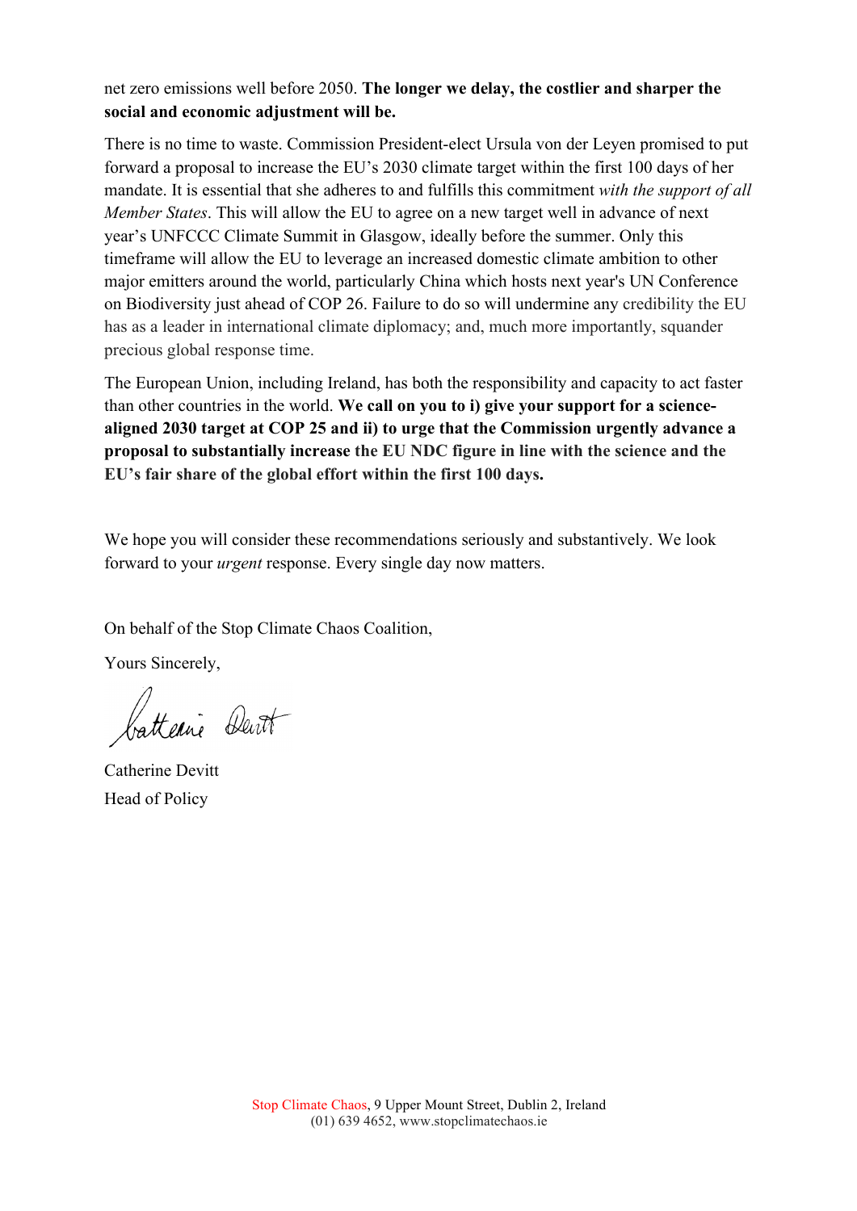net zero emissions well before 2050. **The longer we delay, the costlier and sharper the social and economic adjustment will be.**

There is no time to waste. Commission President-elect Ursula von der Leyen promised to put forward a proposal to increase the EU's 2030 climate target within the first 100 days of her mandate. It is essential that she adheres to and fulfills this commitment *with the support of all Member States*. This will allow the EU to agree on a new target well in advance of next year's UNFCCC Climate Summit in Glasgow, ideally before the summer. Only this timeframe will allow the EU to leverage an increased domestic climate ambition to other major emitters around the world, particularly China which hosts next year's UN Conference on Biodiversity just ahead of COP 26. Failure to do so will undermine any credibility the EU has as a leader in international climate diplomacy; and, much more importantly, squander precious global response time.

The European Union, including Ireland, has both the responsibility and capacity to act faster than other countries in the world. **We call on you to i) give your support for a science-aligned 2030 target at COP 25 and ii) to urge that the Commission urgently advance a proposal to substantially increase the EU NDC figure in line with the science and the EU's fair share of the global effort within the first 100 days.**

We hope you will consider these recommendations seriously and substantively. We look forward to your *urgent* response. Every single day now matters.

On behalf of the Stop Climate Chaos Coalition,

Yours Sincerely,

Catherine Devitt
Head of Policy

Stop Climate Chaos, 9 Upper Mount Street, Dublin 2, Ireland
(01) 639 4652, www.stopclimatechaos.ie